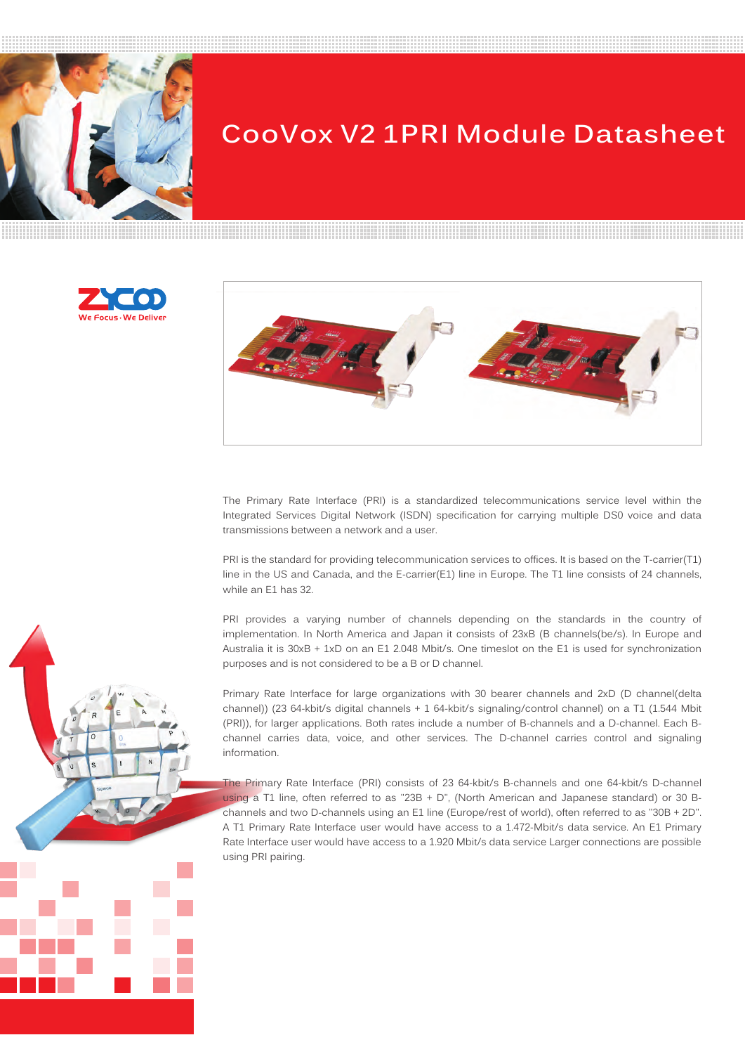# CooVox V2 1PRI Module Datasheet

ZYCOO
We Focus · We Deliver

The Primary Rate Interface (PRI) is a standardized telecommunications service level within the Integrated Services Digital Network (ISDN) specification for carrying multiple DS0 voice and data transmissions between a network and a user.

PRI is the standard for providing telecommunication services to offices. It is based on the T-carrier(T1) line in the US and Canada, and the E-carrier(E1) line in Europe. The T1 line consists of 24 channels, while an E1 has 32.

PRI provides a varying number of channels depending on the standards in the country of implementation. In North America and Japan it consists of 23xB (B channels(be/s). In Europe and Australia it is 30xB + 1xD on an E1 2.048 Mbit/s. One timeslot on the E1 is used for synchronization purposes and is not considered to be a B or D channel.

Primary Rate Interface for large organizations with 30 bearer channels and 2xD (D channel(delta channel)) (23 64-kbit/s digital channels + 1 64-kbit/s signaling/control channel) on a T1 (1.544 Mbit (PRI)), for larger applications. Both rates include a number of B-channels and a D-channel. Each B-channel carries data, voice, and other services. The D-channel carries control and signaling information.

The Primary Rate Interface (PRI) consists of 23 64-kbit/s B-channels and one 64-kbit/s D-channel using a T1 line, often referred to as "23B + D", (North American and Japanese standard) or 30 B-channels and two D-channels using an E1 line (Europe/rest of world), often referred to as "30B + 2D". A T1 Primary Rate Interface user would have access to a 1.472-Mbit/s data service. An E1 Primary Rate Interface user would have access to a 1.920 Mbit/s data service Larger connections are possible using PRI pairing.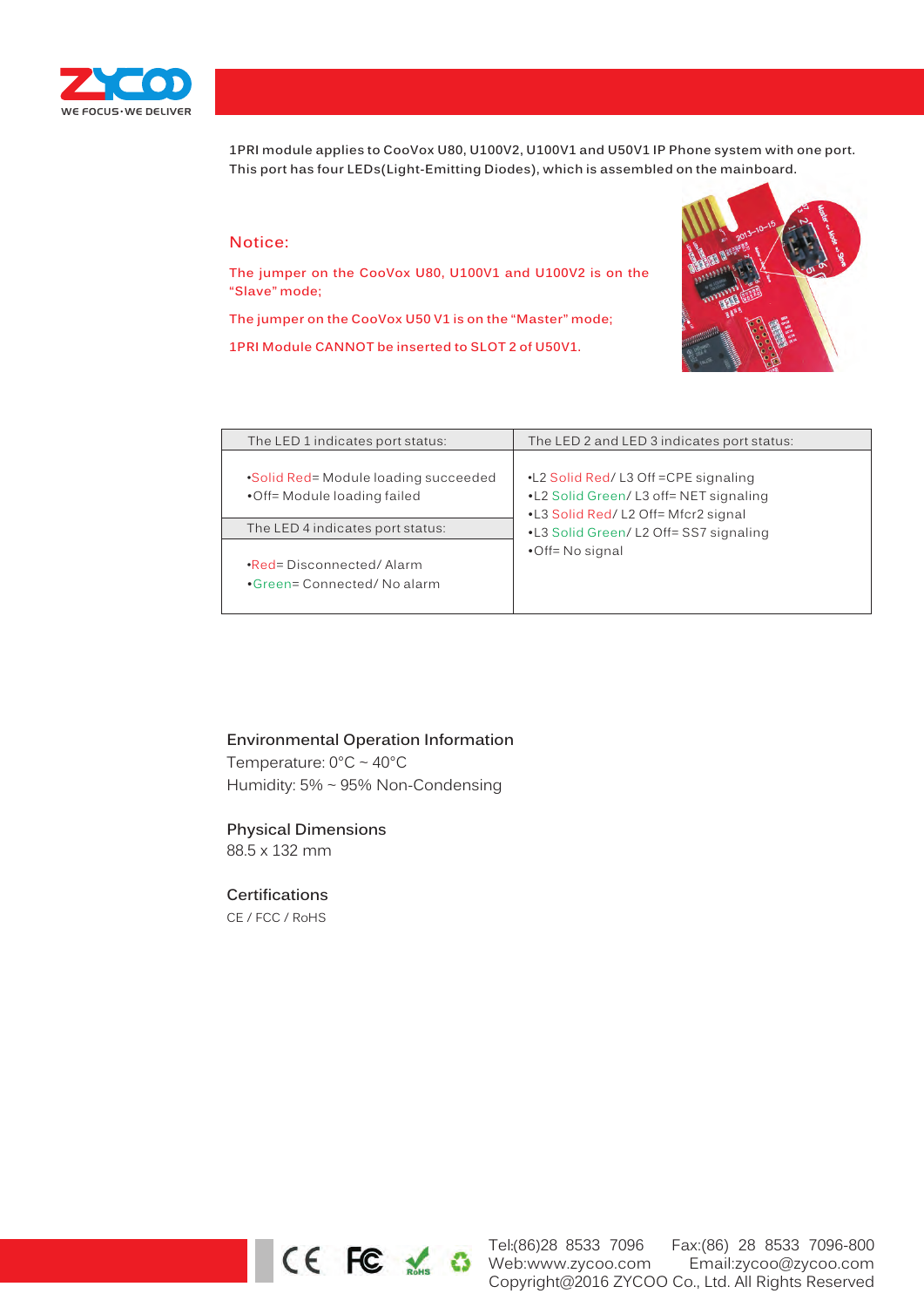1PRI module applies to CooVox U80, U100V2, U100V1 and U50V1 IP Phone system with one port. This port has four LEDs(Light-Emitting Diodes), which is assembled on the mainboard.

## Notice:

The jumper on the CooVox U80, U100V1 and U100V2 is on the "Slave" mode;

The jumper on the CooVox U50 V1 is on the "Master" mode;

1PRI Module CANNOT be inserted to SLOT 2 of U50V1.

| The LED 1 indicates port status: | The LED 2 and LED 3 indicates port status: |
|---|---|
| •Solid Red= Module loading succeeded<br>•Off= Module loading failed | •L2 Solid Red/ L3 Off =CPE signaling<br>•L2 Solid Green/ L3 off= NET signaling<br>•L3 Solid Red/ L2 Off= Mfcr2 signal<br>•L3 Solid Green/ L2 Off= SS7 signaling<br>•Off= No signal |
| **The LED 4 indicates port status:** | |
| •Red= Disconnected/ Alarm<br>•Green= Connected/ No alarm | |

### Environmental Operation Information

Temperature: 0°C ~ 40°C
Humidity: 5% ~ 95% Non-Condensing

### Physical Dimensions

88.5 x 132 mm

### Certifications

CE / FCC / RoHS

Tel:(86)28 8533 7096 Fax:(86) 28 8533 7096-800
Web:www.zycoo.com Email:zycoo@zycoo.com
Copyright@2016 ZYCOO Co., Ltd. All Rights Reserved